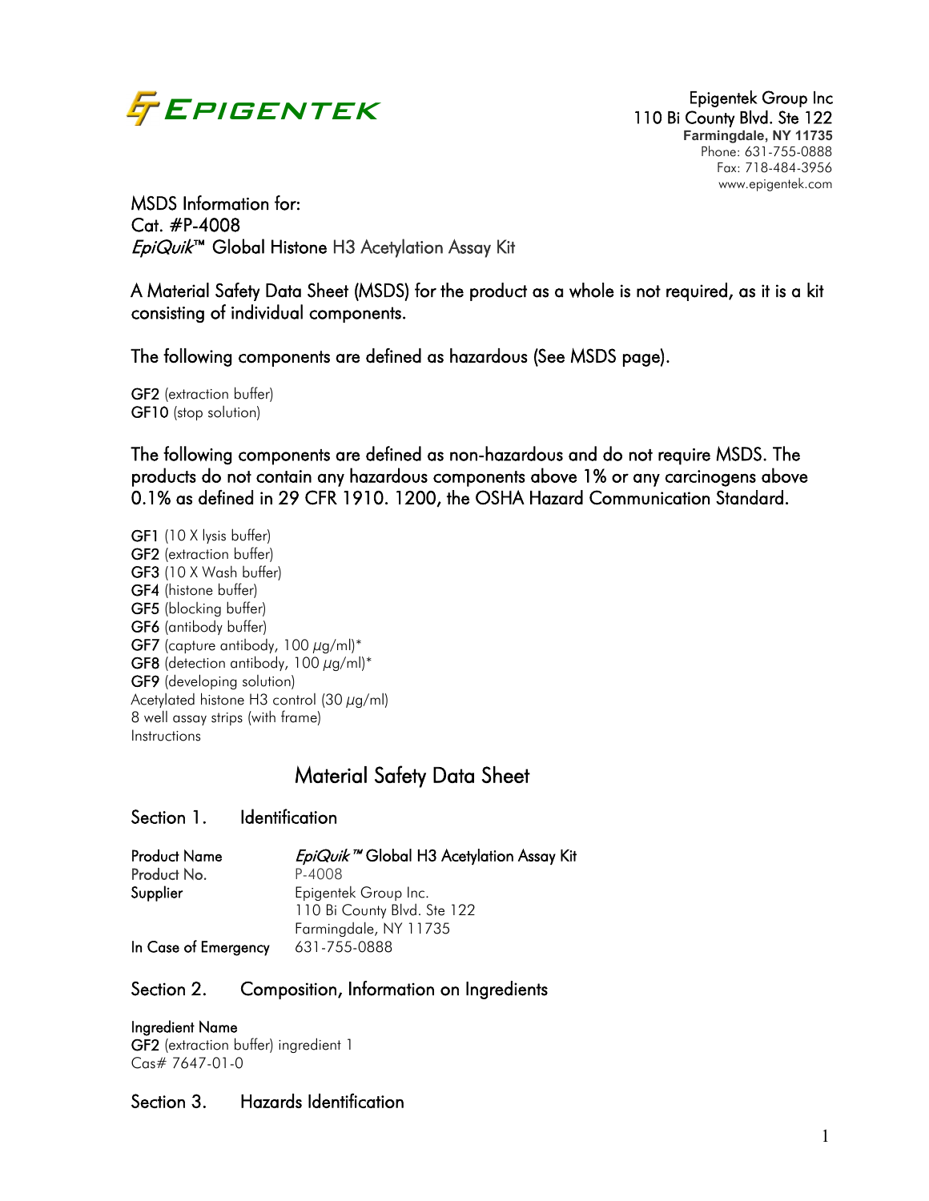Epigentek Group Inc
110 Bi County Blvd. Ste 122
**Farmingdale, NY 11735**
Phone: 631-755-0888
Fax: 718-484-3956
www.epigentek.com

MSDS Information for:
Cat. #P-4008
*EpiQuik*™ Global Histone H3 Acetylation Assay Kit

A Material Safety Data Sheet (MSDS) for the product as a whole is not required, as it is a kit consisting of individual components.

The following components are defined as hazardous (See MSDS page).

**GF2** (extraction buffer)
**GF10** (stop solution)

The following components are defined as non-hazardous and do not require MSDS. The products do not contain any hazardous components above 1% or any carcinogens above 0.1% as defined in 29 CFR 1910. 1200, the OSHA Hazard Communication Standard.

**GF1** (10 X lysis buffer)
**GF2** (extraction buffer)
**GF3** (10 X Wash buffer)
**GF4** (histone buffer)
**GF5** (blocking buffer)
**GF6** (antibody buffer)
**GF7** (capture antibody, 100 µg/ml)*
**GF8** (detection antibody, 100 µg/ml)*
**GF9** (developing solution)
Acetylated histone H3 control (30 µg/ml)
8 well assay strips (with frame)
Instructions

# Material Safety Data Sheet

## Section 1. Identification

| | |
|---|---|
| **Product Name** | *EpiQuik*™ Global H3 Acetylation Assay Kit |
| **Product No.** | P-4008 |
| **Supplier** | Epigentek Group Inc.<br>110 Bi County Blvd. Ste 122<br>Farmingdale, NY 11735 |
| **In Case of Emergency** | 631-755-0888 |

## Section 2. Composition, Information on Ingredients

**Ingredient Name**
**GF2** (extraction buffer) ingredient 1
Cas# 7647-01-0

## Section 3. Hazards Identification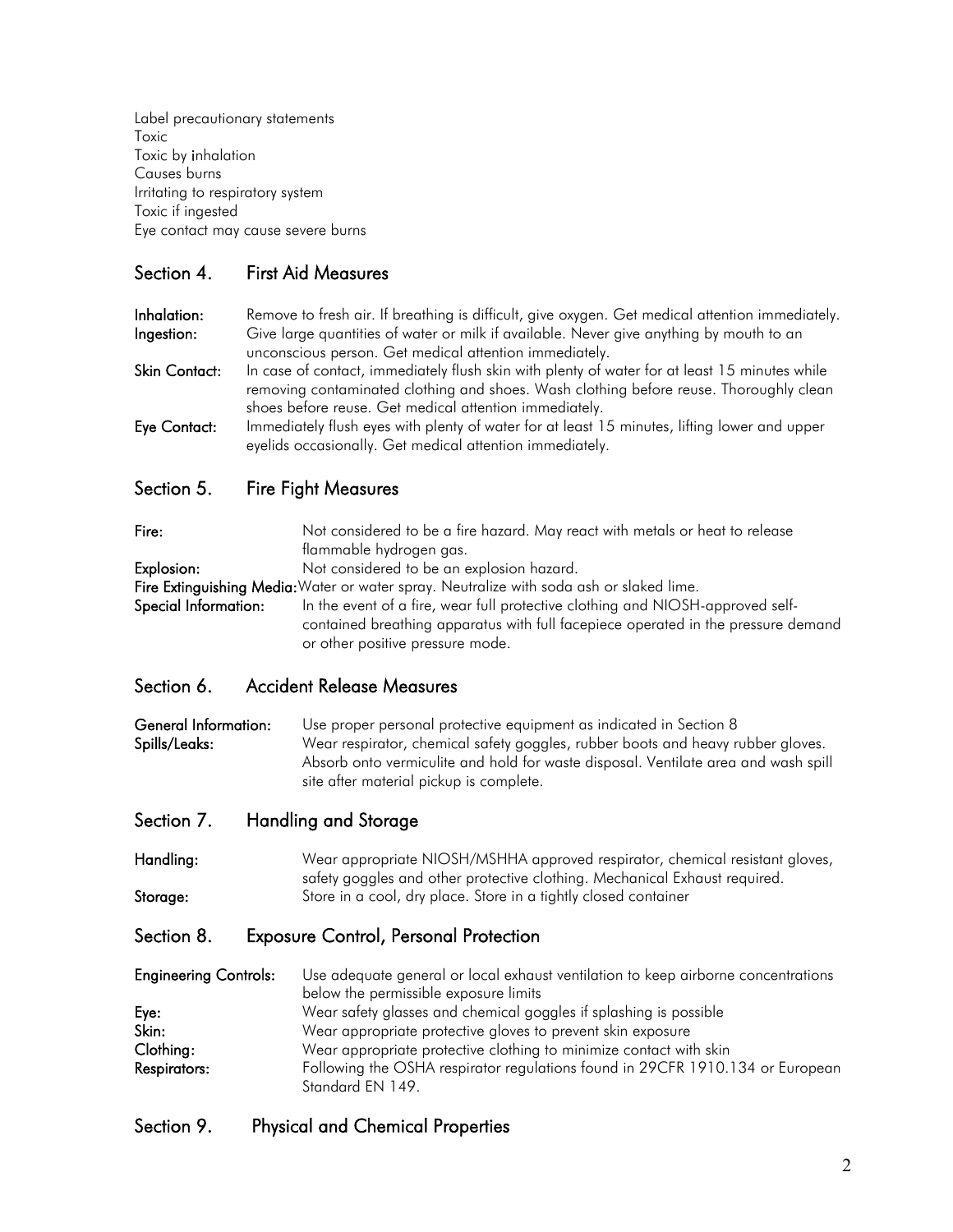Label precautionary statements
Toxic
Toxic by inhalation
Causes burns
Irritating to respiratory system
Toxic if ingested
Eye contact may cause severe burns

## Section 4. First Aid Measures

**Inhalation:** Remove to fresh air. If breathing is difficult, give oxygen. Get medical attention immediately.

**Ingestion:** Give large quantities of water or milk if available. Never give anything by mouth to an unconscious person. Get medical attention immediately.

**Skin Contact:** In case of contact, immediately flush skin with plenty of water for at least 15 minutes while removing contaminated clothing and shoes. Wash clothing before reuse. Thoroughly clean shoes before reuse. Get medical attention immediately.

**Eye Contact:** Immediately flush eyes with plenty of water for at least 15 minutes, lifting lower and upper eyelids occasionally. Get medical attention immediately.

## Section 5. Fire Fight Measures

**Fire:** Not considered to be a fire hazard. May react with metals or heat to release flammable hydrogen gas.

**Explosion:** Not considered to be an explosion hazard.

**Fire Extinguishing Media:** Water or water spray. Neutralize with soda ash or slaked lime.

**Special Information:** In the event of a fire, wear full protective clothing and NIOSH-approved self-contained breathing apparatus with full facepiece operated in the pressure demand or other positive pressure mode.

## Section 6. Accident Release Measures

**General Information:** Use proper personal protective equipment as indicated in Section 8

**Spills/Leaks:** Wear respirator, chemical safety goggles, rubber boots and heavy rubber gloves. Absorb onto vermiculite and hold for waste disposal. Ventilate area and wash spill site after material pickup is complete.

## Section 7. Handling and Storage

**Handling:** Wear appropriate NIOSH/MSHHA approved respirator, chemical resistant gloves, safety goggles and other protective clothing. Mechanical Exhaust required.

**Storage:** Store in a cool, dry place. Store in a tightly closed container

## Section 8. Exposure Control, Personal Protection

**Engineering Controls:** Use adequate general or local exhaust ventilation to keep airborne concentrations below the permissible exposure limits

**Eye:** Wear safety glasses and chemical goggles if splashing is possible

**Skin:** Wear appropriate protective gloves to prevent skin exposure

**Clothing:** Wear appropriate protective clothing to minimize contact with skin

**Respirators:** Following the OSHA respirator regulations found in 29CFR 1910.134 or European Standard EN 149.

## Section 9. Physical and Chemical Properties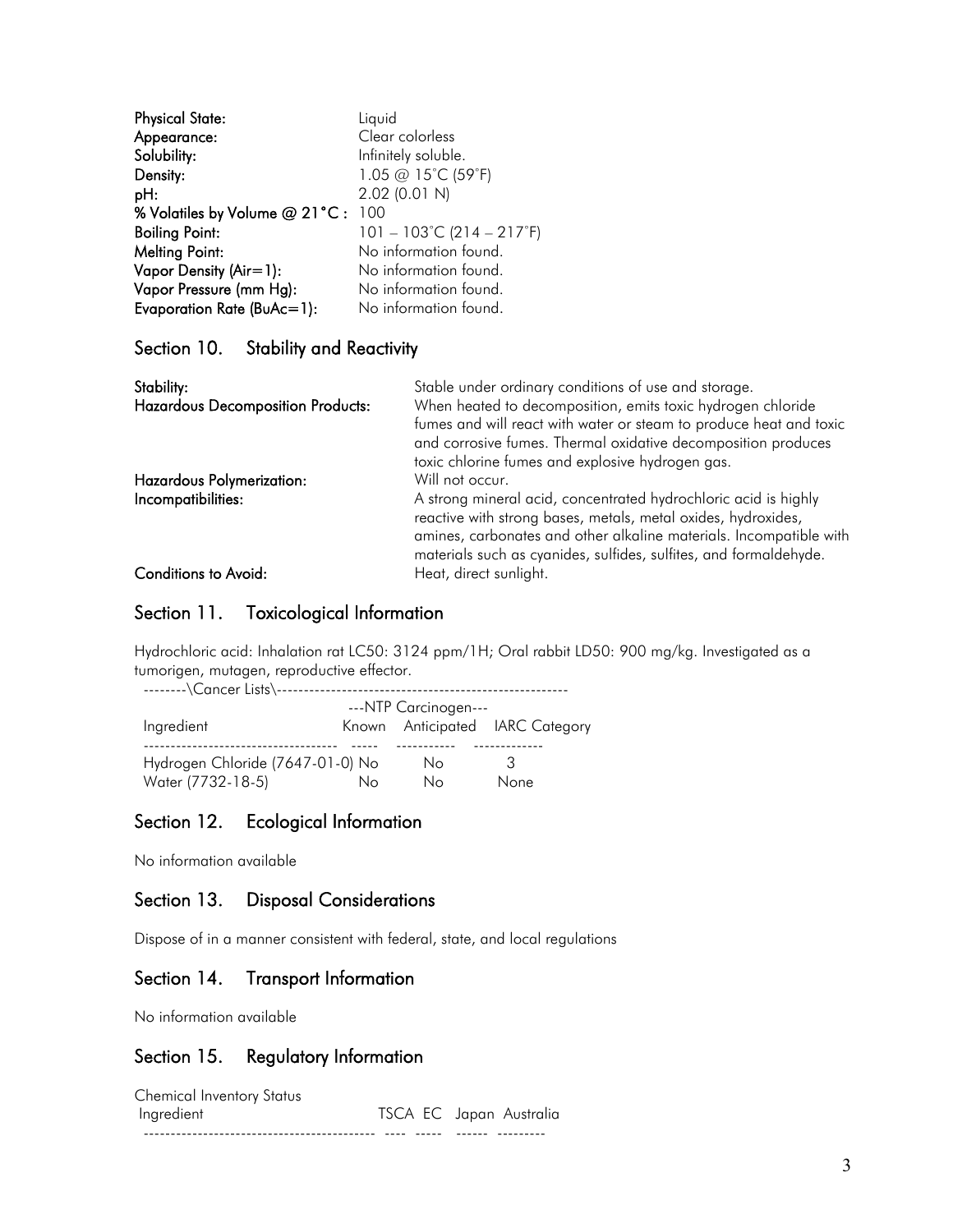| | |
|---|---|
| **Physical State:** | Liquid |
| **Appearance:** | Clear colorless |
| **Solubility:** | Infinitely soluble. |
| **Density:** | 1.05 @ 15˚C (59˚F) |
| **pH:** | 2.02 (0.01 N) |
| **% Volatiles by Volume @ 21°C :** | 100 |
| **Boiling Point:** | 101 – 103˚C (214 – 217˚F) |
| **Melting Point:** | No information found. |
| **Vapor Density (Air=1):** | No information found. |
| **Vapor Pressure (mm Hg):** | No information found. |
| **Evaporation Rate (BuAc=1):** | No information found. |

## Section 10. Stability and Reactivity

| | |
|---|---|
| **Stability:** | Stable under ordinary conditions of use and storage. |
| **Hazardous Decomposition Products:** | When heated to decomposition, emits toxic hydrogen chloride fumes and will react with water or steam to produce heat and toxic and corrosive fumes. Thermal oxidative decomposition produces toxic chlorine fumes and explosive hydrogen gas. |
| **Hazardous Polymerization:** | Will not occur. |
| **Incompatibilities:** | A strong mineral acid, concentrated hydrochloric acid is highly reactive with strong bases, metals, metal oxides, hydroxides, amines, carbonates and other alkaline materials. Incompatible with materials such as cyanides, sulfides, sulfites, and formaldehyde. |
| **Conditions to Avoid:** | Heat, direct sunlight. |

## Section 11. Toxicological Information

Hydrochloric acid: Inhalation rat LC50: 3124 ppm/1H; Oral rabbit LD50: 900 mg/kg. Investigated as a tumorigen, mutagen, reproductive effector.

--------\Cancer Lists\------------------------------------------------------

| | ---NTP Carcinogen--- | | |
|---|---|---|---|
| Ingredient | Known | Anticipated | IARC Category |
| Hydrogen Chloride (7647-01-0) | No | No | 3 |
| Water (7732-18-5) | No | No | None |

## Section 12. Ecological Information

No information available

## Section 13. Disposal Considerations

Dispose of in a manner consistent with federal, state, and local regulations

## Section 14. Transport Information

No information available

## Section 15. Regulatory Information

Chemical Inventory Status

| Ingredient | TSCA | EC | Japan | Australia |
|---|---|---|---|---|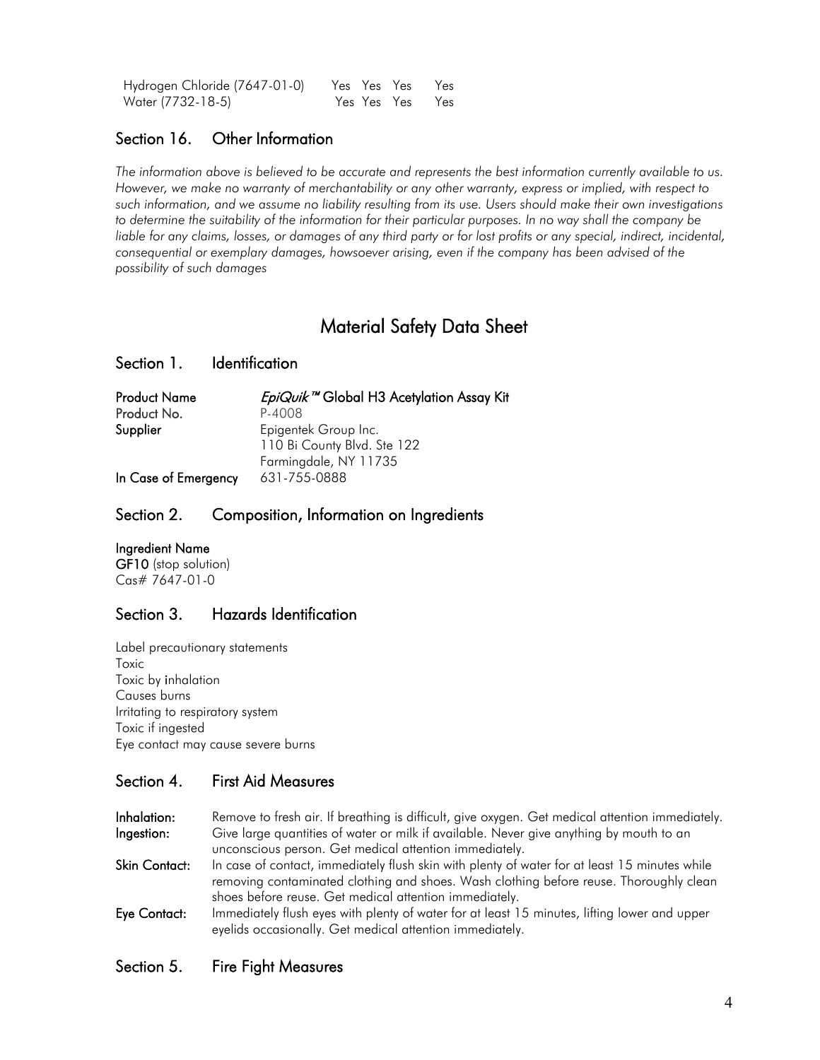| | | | | |
|---|---|---|---|---|
| Hydrogen Chloride (7647-01-0) | Yes | Yes | Yes | Yes |
| Water (7732-18-5) | Yes | Yes | Yes | Yes |

## Section 16. Other Information

*The information above is believed to be accurate and represents the best information currently available to us. However, we make no warranty of merchantability or any other warranty, express or implied, with respect to such information, and we assume no liability resulting from its use. Users should make their own investigations to determine the suitability of the information for their particular purposes. In no way shall the company be liable for any claims, losses, or damages of any third party or for lost profits or any special, indirect, incidental, consequential or exemplary damages, howsoever arising, even if the company has been advised of the possibility of such damages*

# Material Safety Data Sheet

## Section 1. Identification

**Product Name** *EpiQuik™* **Global H3 Acetylation Assay Kit**
**Product No.** P-4008
**Supplier** Epigentek Group Inc.
110 Bi County Blvd. Ste 122
Farmingdale, NY 11735
**In Case of Emergency** 631-755-0888

## Section 2. Composition, Information on Ingredients

**Ingredient Name**
**GF10** (stop solution)
Cas# 7647-01-0

## Section 3. Hazards Identification

Label precautionary statements
Toxic
Toxic by inhalation
Causes burns
Irritating to respiratory system
Toxic if ingested
Eye contact may cause severe burns

## Section 4. First Aid Measures

**Inhalation:** Remove to fresh air. If breathing is difficult, give oxygen. Get medical attention immediately.

**Ingestion:** Give large quantities of water or milk if available. Never give anything by mouth to an unconscious person. Get medical attention immediately.

**Skin Contact:** In case of contact, immediately flush skin with plenty of water for at least 15 minutes while removing contaminated clothing and shoes. Wash clothing before reuse. Thoroughly clean shoes before reuse. Get medical attention immediately.

**Eye Contact:** Immediately flush eyes with plenty of water for at least 15 minutes, lifting lower and upper eyelids occasionally. Get medical attention immediately.

## Section 5. Fire Fight Measures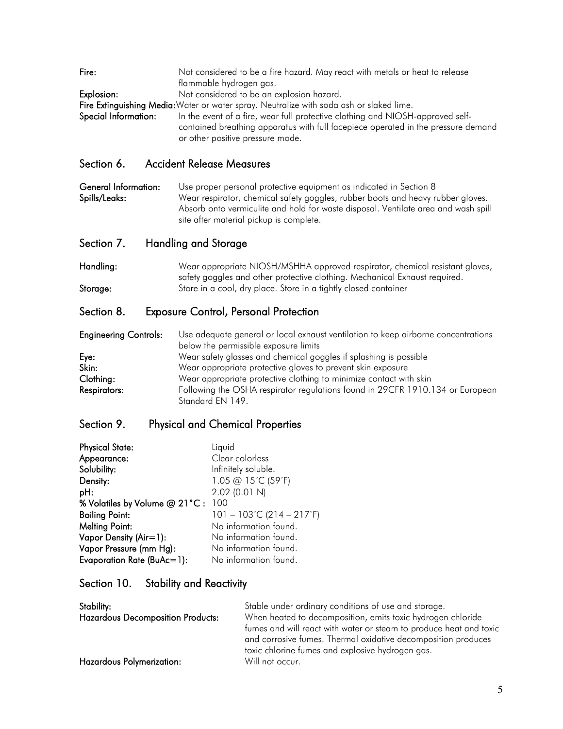**Fire:** Not considered to be a fire hazard. May react with metals or heat to release flammable hydrogen gas.

**Explosion:** Not considered to be an explosion hazard.

**Fire Extinguishing Media:** Water or water spray. Neutralize with soda ash or slaked lime.

**Special Information:** In the event of a fire, wear full protective clothing and NIOSH-approved self-contained breathing apparatus with full facepiece operated in the pressure demand or other positive pressure mode.

## Section 6. Accident Release Measures

**General Information:** Use proper personal protective equipment as indicated in Section 8

**Spills/Leaks:** Wear respirator, chemical safety goggles, rubber boots and heavy rubber gloves. Absorb onto vermiculite and hold for waste disposal. Ventilate area and wash spill site after material pickup is complete.

## Section 7. Handling and Storage

**Handling:** Wear appropriate NIOSH/MSHHA approved respirator, chemical resistant gloves, safety goggles and other protective clothing. Mechanical Exhaust required.

**Storage:** Store in a cool, dry place. Store in a tightly closed container

## Section 8. Exposure Control, Personal Protection

**Engineering Controls:** Use adequate general or local exhaust ventilation to keep airborne concentrations below the permissible exposure limits

**Eye:** Wear safety glasses and chemical goggles if splashing is possible

**Skin:** Wear appropriate protective gloves to prevent skin exposure

**Clothing:** Wear appropriate protective clothing to minimize contact with skin

**Respirators:** Following the OSHA respirator regulations found in 29CFR 1910.134 or European Standard EN 149.

## Section 9. Physical and Chemical Properties

**Physical State:** Liquid

**Appearance:** Clear colorless

**Solubility:** Infinitely soluble.

**Density:** 1.05 @ 15˚C (59˚F)

**pH:** 2.02 (0.01 N)

**% Volatiles by Volume @ 21°C:** 100

**Boiling Point:** 101 – 103˚C (214 – 217˚F)

**Melting Point:** No information found.

**Vapor Density (Air=1):** No information found.

**Vapor Pressure (mm Hg):** No information found.

**Evaporation Rate (BuAc=1):** No information found.

## Section 10. Stability and Reactivity

**Stability:** Stable under ordinary conditions of use and storage.

**Hazardous Decomposition Products:** When heated to decomposition, emits toxic hydrogen chloride fumes and will react with water or steam to produce heat and toxic and corrosive fumes. Thermal oxidative decomposition produces toxic chlorine fumes and explosive hydrogen gas.

**Hazardous Polymerization:** Will not occur.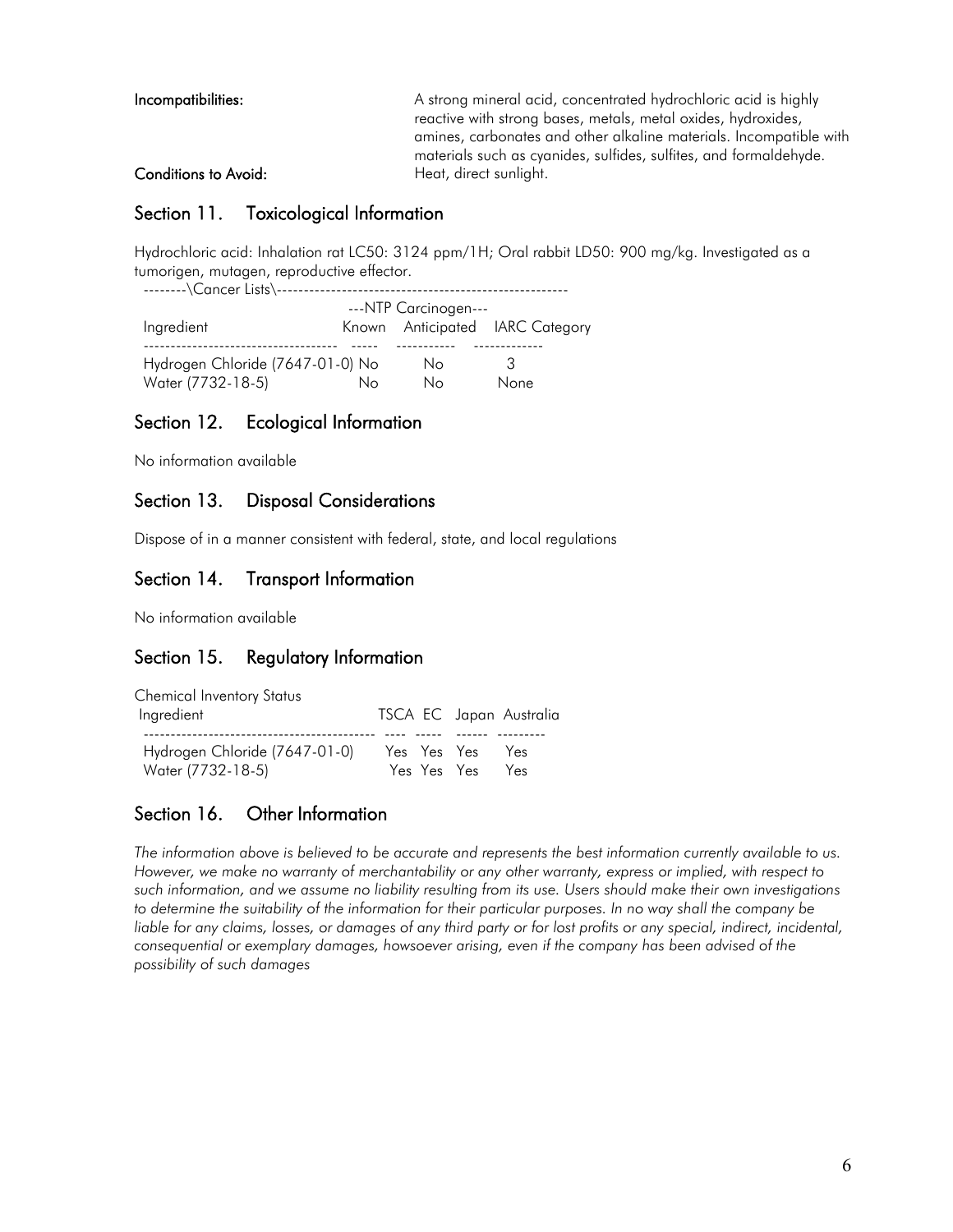**Incompatibilities:** A strong mineral acid, concentrated hydrochloric acid is highly reactive with strong bases, metals, metal oxides, hydroxides, amines, carbonates and other alkaline materials. Incompatible with materials such as cyanides, sulfides, sulfites, and formaldehyde.

**Conditions to Avoid:** Heat, direct sunlight.

## Section 11. Toxicological Information

Hydrochloric acid: Inhalation rat LC50: 3124 ppm/1H; Oral rabbit LD50: 900 mg/kg. Investigated as a tumorigen, mutagen, reproductive effector.

--------\Cancer Lists\------------------------------------------------------

| | ---NTP Carcinogen--- | | |
|---|---|---|---|
| Ingredient | Known | Anticipated | IARC Category |
| Hydrogen Chloride (7647-01-0) | No | No | 3 |
| Water (7732-18-5) | No | No | None |

## Section 12. Ecological Information

No information available

## Section 13. Disposal Considerations

Dispose of in a manner consistent with federal, state, and local regulations

## Section 14. Transport Information

No information available

## Section 15. Regulatory Information

Chemical Inventory Status

| Ingredient | TSCA | EC | Japan | Australia |
|---|---|---|---|---|
| Hydrogen Chloride (7647-01-0) | Yes | Yes | Yes | Yes |
| Water (7732-18-5) | Yes | Yes | Yes | Yes |

## Section 16. Other Information

*The information above is believed to be accurate and represents the best information currently available to us. However, we make no warranty of merchantability or any other warranty, express or implied, with respect to such information, and we assume no liability resulting from its use. Users should make their own investigations to determine the suitability of the information for their particular purposes. In no way shall the company be liable for any claims, losses, or damages of any third party or for lost profits or any special, indirect, incidental, consequential or exemplary damages, howsoever arising, even if the company has been advised of the possibility of such damages*